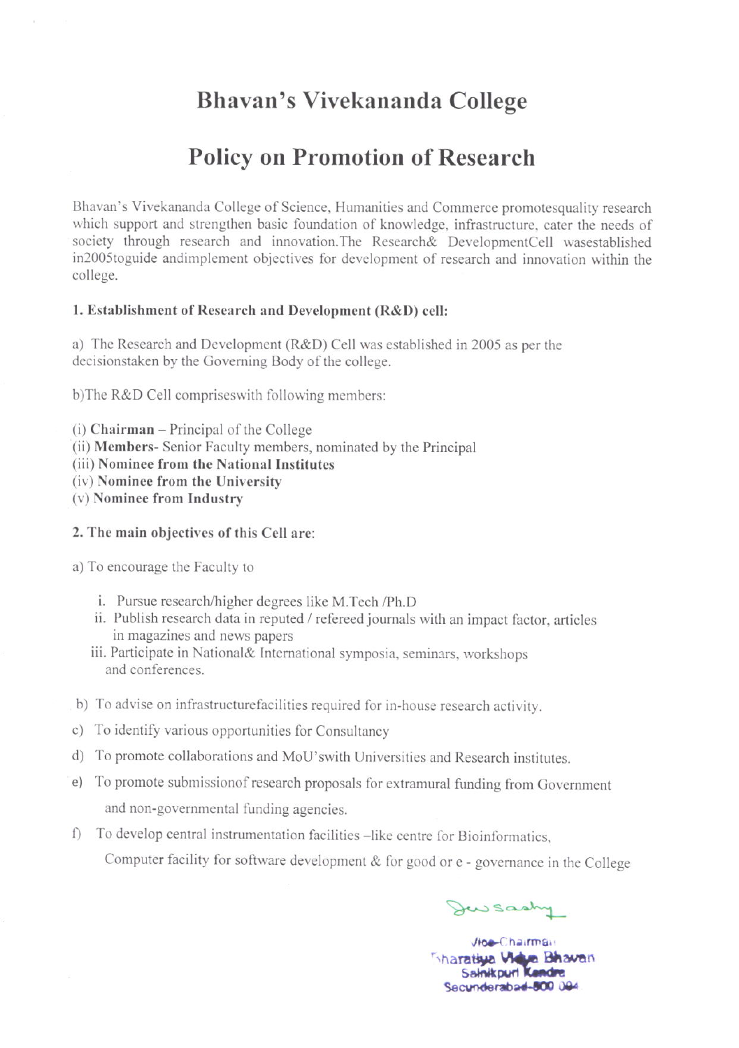# Bhavan's Vivekananda College

# Policy on Promotion of Research

Bhavan's Vivekananda College of Science, Humanities and Commerce promotesquality research which support and strengthen basic foundation of knowledge, infrastructure, cater the needs of society through research and innovation.The Research& DevelopmentCell wasestablished in2005toguide andimplement objectives for development of research and innovation within the college.

**1. Establishment of Research and Development (R&D) cell:**

a) The Research and Development (R&D) Cell was established in 2005 as per the decisionstaken by the Governing Body of the college.

b)The R&D Cell compriseswith following members:

(i) **Chairman** – Principal of the College
(ii) **Members**- Senior Faculty members, nominated by the Principal
(iii) **Nominee from the National Institutes**
(iv) **Nominee from the University**
(v) **Nominee from Industry**

**2. The main objectives of this Cell are:**

a) To encourage the Faculty to

i. Pursue research/higher degrees like M.Tech /Ph.D
ii. Publish research data in reputed / refereed journals with an impact factor, articles in magazines and news papers
iii. Participate in National& International symposia, seminars, workshops and conferences.

b) To advise on infrastructurefacilities required for in-house research activity.

c) To identify various opportunities for Consultancy

d) To promote collaborations and MoU'swith Universities and Research institutes.

e) To promote submissionof research proposals for extramural funding from Government and non-governmental funding agencies.

f) To develop central instrumentation facilities –like centre for Bioinformatics, Computer facility for software development & for good or e - governance in the College

Vice-Chairman
Bharatiya Vidya Bhavan
Sainikpuri Kendra
Secunderabad-500 094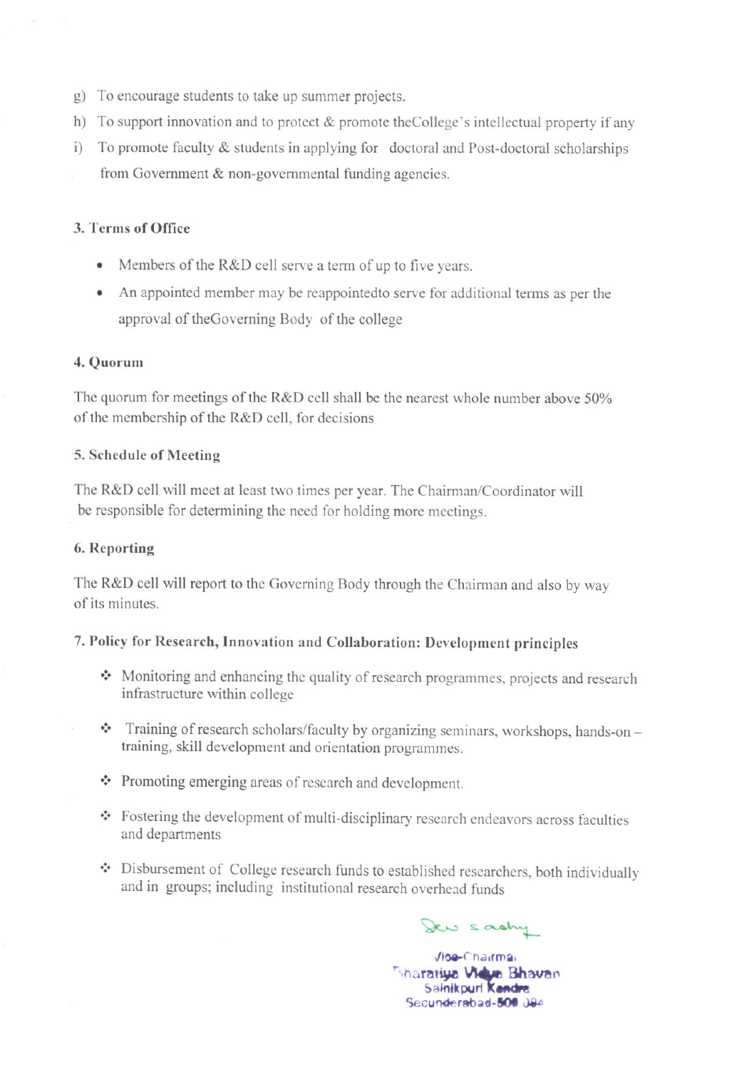g) To encourage students to take up summer projects.

h) To support innovation and to protect & promote theCollege's intellectual property if any

i) To promote faculty & students in applying for doctoral and Post-doctoral scholarships from Government & non-governmental funding agencies.

### 3. Terms of Office

- Members of the R&D cell serve a term of up to five years.
- An appointed member may be reappointedto serve for additional terms as per the approval of theGoverning Body of the college

### 4. Quorum

The quorum for meetings of the R&D cell shall be the nearest whole number above 50% of the membership of the R&D cell, for decisions

### 5. Schedule of Meeting

The R&D cell will meet at least two times per year. The Chairman/Coordinator will be responsible for determining the need for holding more meetings.

### 6. Reporting

The R&D cell will report to the Governing Body through the Chairman and also by way of its minutes.

### 7. Policy for Research, Innovation and Collaboration: Development principles

- Monitoring and enhancing the quality of research programmes, projects and research infrastructure within college
- Training of research scholars/faculty by organizing seminars, workshops, hands-on – training, skill development and orientation programmes.
- Promoting emerging areas of research and development.
- Fostering the development of multi-disciplinary research endeavors across faculties and departments
- Disbursement of College research funds to established researchers, both individually and in groups; including institutional research overhead funds

Vice-Chairman
Bharatiya Vidya Bhavan
Sainikpuri Kendra
Secunderabad-500 094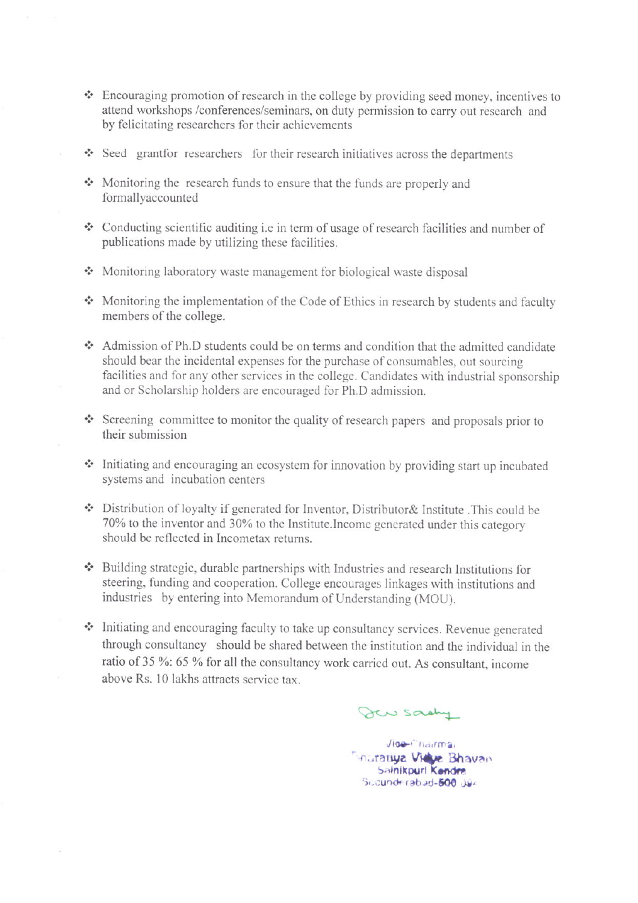- Encouraging promotion of research in the college by providing seed money, incentives to attend workshops /conferences/seminars, on duty permission to carry out research and by felicitating researchers for their achievements

- Seed grantfor researchers for their research initiatives across the departments

- Monitoring the research funds to ensure that the funds are properly and formallyaccounted

- Conducting scientific auditing i.e in term of usage of research facilities and number of publications made by utilizing these facilities.

- Monitoring laboratory waste management for biological waste disposal

- Monitoring the implementation of the Code of Ethics in research by students and faculty members of the college.

- Admission of Ph.D students could be on terms and condition that the admitted candidate should bear the incidental expenses for the purchase of consumables, out sourcing facilities and for any other services in the college. Candidates with industrial sponsorship and or Scholarship holders are encouraged for Ph.D admission.

- Screening committee to monitor the quality of research papers and proposals prior to their submission

- Initiating and encouraging an ecosystem for innovation by providing start up incubated systems and incubation centers

- Distribution of loyalty if generated for Inventor, Distributor& Institute .This could be 70% to the inventor and 30% to the Institute.Income generated under this category should be reflected in Incometax returns.

- Building strategic, durable partnerships with Industries and research Institutions for steering, funding and cooperation. College encourages linkages with institutions and industries by entering into Memorandum of Understanding (MOU).

- Initiating and encouraging faculty to take up consultancy services. Revenue generated through consultancy should be shared between the institution and the individual in the ratio of 35 %: 65 % for all the consultancy work carried out. As consultant, income above Rs. 10 lakhs attracts service tax.

Vice-Chairman
Bharatiya Vidya Bhavan
Sainikpuri Kendra
Secunderabad-500 094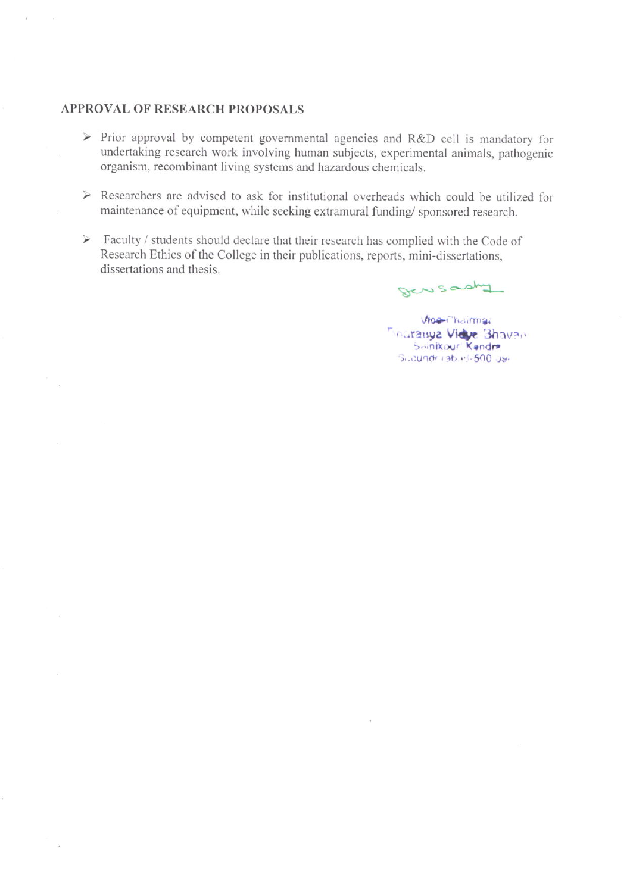## APPROVAL OF RESEARCH PROPOSALS

- Prior approval by competent governmental agencies and R&D cell is mandatory for undertaking research work involving human subjects, experimental animals, pathogenic organism, recombinant living systems and hazardous chemicals.
- Researchers are advised to ask for institutional overheads which could be utilized for maintenance of equipment, while seeking extramural funding/ sponsored research.
- Faculty / students should declare that their research has complied with the Code of Research Ethics of the College in their publications, reports, mini-dissertations, dissertations and thesis.

Vice-Chairman
Bharatiya Vidya Bhavan
Sainikpuri Kendra
Secunderabad-500 094